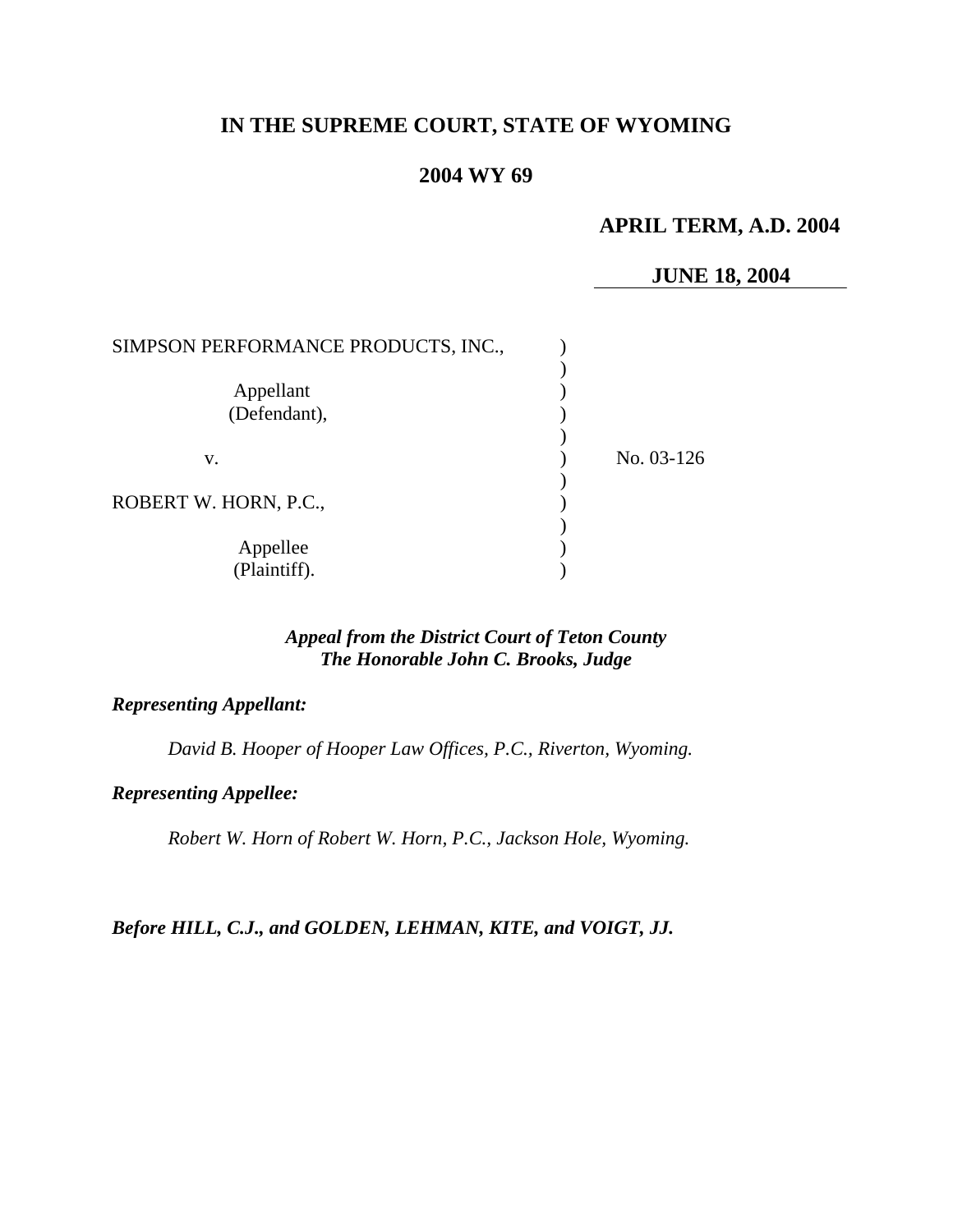**IN THE SUPREME COURT, STATE OF WYOMING**

**2004 WY 69**

**APRIL TERM, A.D. 2004**

**JUNE 18, 2004**

| | | |
|---|---|---|
| SIMPSON PERFORMANCE PRODUCTS, INC., | ) | |
| | ) | |
| Appellant | ) | |
| (Defendant), | ) | |
| | ) | |
| v. | ) | No. 03-126 |
| | ) | |
| ROBERT W. HORN, P.C., | ) | |
| | ) | |
| Appellee | ) | |
| (Plaintiff). | ) | |

***Appeal from the District Court of Teton County***
***The Honorable John C. Brooks, Judge***

***Representing Appellant:***

*David B. Hooper of Hooper Law Offices, P.C., Riverton, Wyoming.*

***Representing Appellee:***

*Robert W. Horn of Robert W. Horn, P.C., Jackson Hole, Wyoming.*

***Before HILL, C.J., and GOLDEN, LEHMAN, KITE, and VOIGT, JJ.***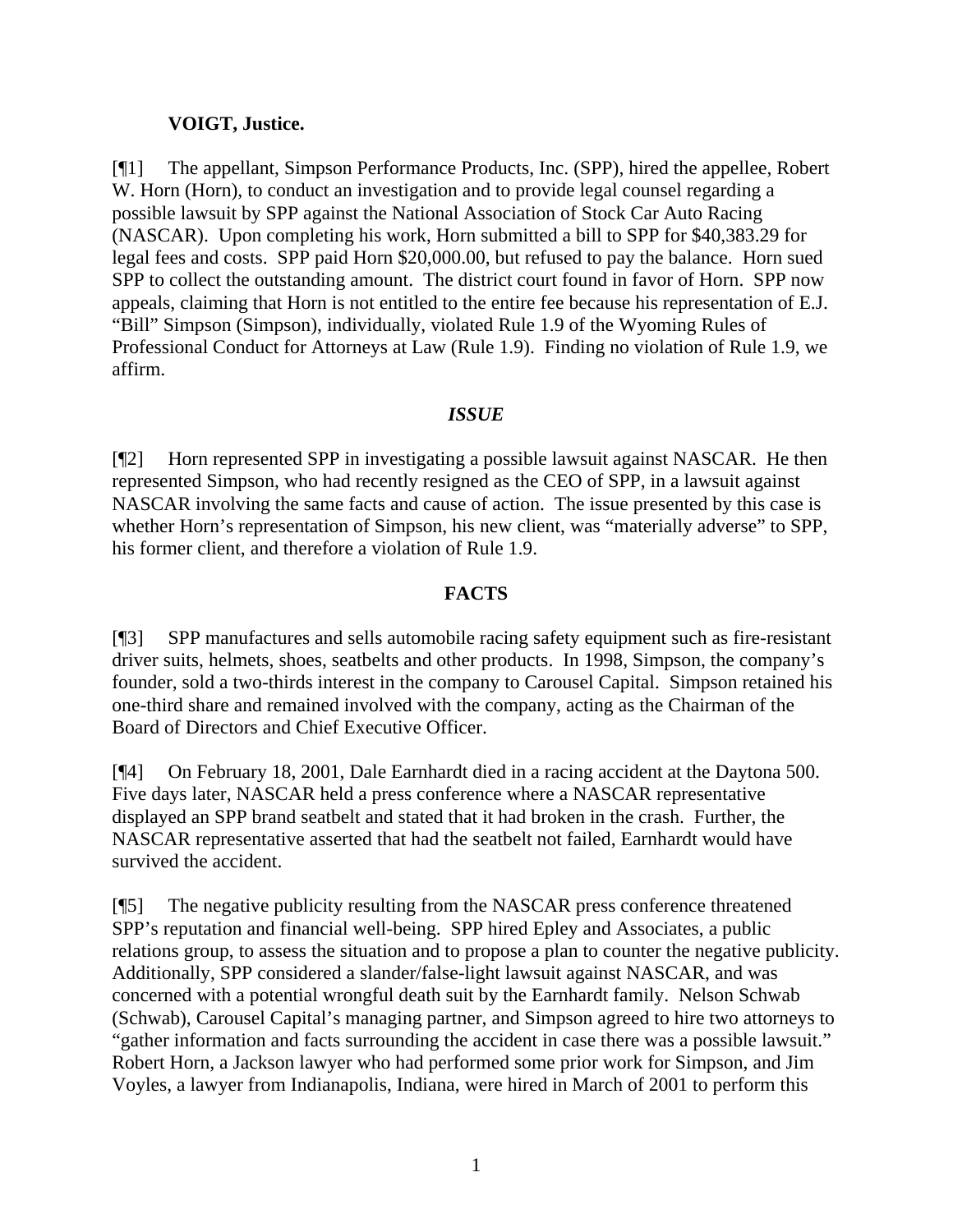**VOIGT, Justice.**

[¶1] The appellant, Simpson Performance Products, Inc. (SPP), hired the appellee, Robert W. Horn (Horn), to conduct an investigation and to provide legal counsel regarding a possible lawsuit by SPP against the National Association of Stock Car Auto Racing (NASCAR). Upon completing his work, Horn submitted a bill to SPP for $40,383.29 for legal fees and costs. SPP paid Horn $20,000.00, but refused to pay the balance. Horn sued SPP to collect the outstanding amount. The district court found in favor of Horn. SPP now appeals, claiming that Horn is not entitled to the entire fee because his representation of E.J. "Bill" Simpson (Simpson), individually, violated Rule 1.9 of the Wyoming Rules of Professional Conduct for Attorneys at Law (Rule 1.9). Finding no violation of Rule 1.9, we affirm.

## *ISSUE*

[¶2] Horn represented SPP in investigating a possible lawsuit against NASCAR. He then represented Simpson, who had recently resigned as the CEO of SPP, in a lawsuit against NASCAR involving the same facts and cause of action. The issue presented by this case is whether Horn's representation of Simpson, his new client, was "materially adverse" to SPP, his former client, and therefore a violation of Rule 1.9.

## FACTS

[¶3] SPP manufactures and sells automobile racing safety equipment such as fire-resistant driver suits, helmets, shoes, seatbelts and other products. In 1998, Simpson, the company's founder, sold a two-thirds interest in the company to Carousel Capital. Simpson retained his one-third share and remained involved with the company, acting as the Chairman of the Board of Directors and Chief Executive Officer.

[¶4] On February 18, 2001, Dale Earnhardt died in a racing accident at the Daytona 500. Five days later, NASCAR held a press conference where a NASCAR representative displayed an SPP brand seatbelt and stated that it had broken in the crash. Further, the NASCAR representative asserted that had the seatbelt not failed, Earnhardt would have survived the accident.

[¶5] The negative publicity resulting from the NASCAR press conference threatened SPP's reputation and financial well-being. SPP hired Epley and Associates, a public relations group, to assess the situation and to propose a plan to counter the negative publicity. Additionally, SPP considered a slander/false-light lawsuit against NASCAR, and was concerned with a potential wrongful death suit by the Earnhardt family. Nelson Schwab (Schwab), Carousel Capital's managing partner, and Simpson agreed to hire two attorneys to "gather information and facts surrounding the accident in case there was a possible lawsuit." Robert Horn, a Jackson lawyer who had performed some prior work for Simpson, and Jim Voyles, a lawyer from Indianapolis, Indiana, were hired in March of 2001 to perform this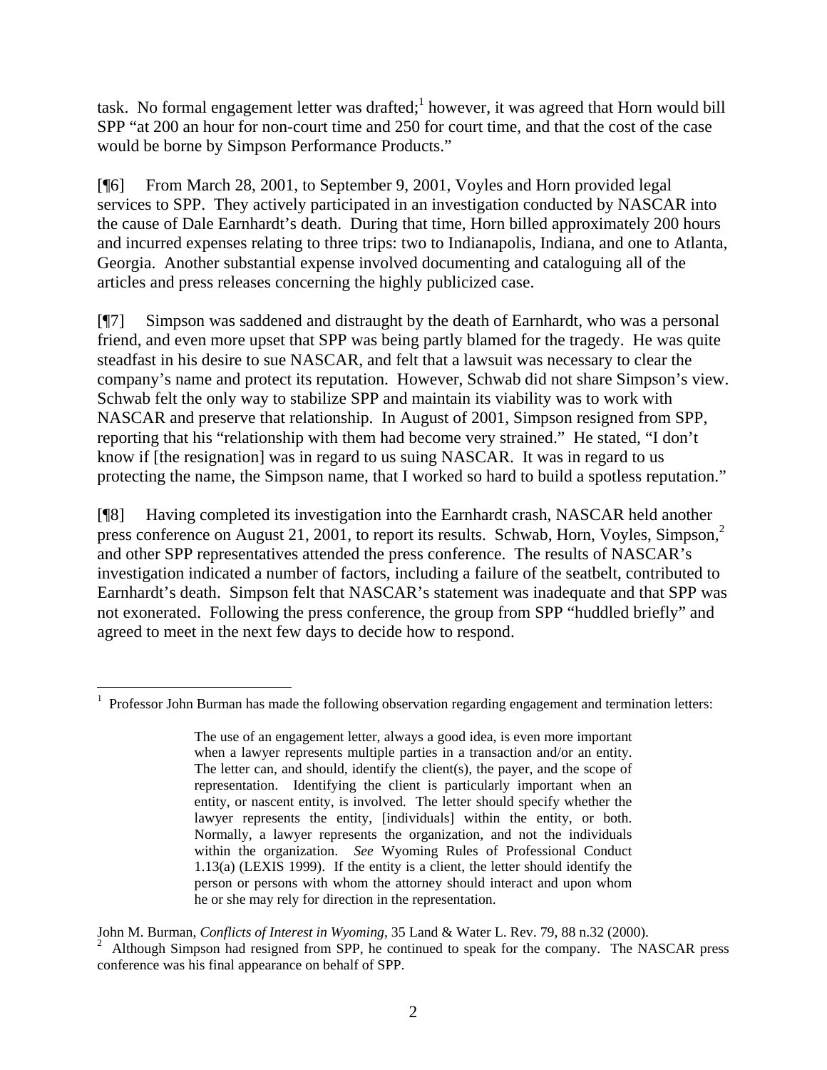task. No formal engagement letter was drafted;[1] however, it was agreed that Horn would bill SPP "at 200 an hour for non-court time and 250 for court time, and that the cost of the case would be borne by Simpson Performance Products."

[¶6] From March 28, 2001, to September 9, 2001, Voyles and Horn provided legal services to SPP. They actively participated in an investigation conducted by NASCAR into the cause of Dale Earnhardt's death. During that time, Horn billed approximately 200 hours and incurred expenses relating to three trips: two to Indianapolis, Indiana, and one to Atlanta, Georgia. Another substantial expense involved documenting and cataloguing all of the articles and press releases concerning the highly publicized case.

[¶7] Simpson was saddened and distraught by the death of Earnhardt, who was a personal friend, and even more upset that SPP was being partly blamed for the tragedy. He was quite steadfast in his desire to sue NASCAR, and felt that a lawsuit was necessary to clear the company's name and protect its reputation. However, Schwab did not share Simpson's view. Schwab felt the only way to stabilize SPP and maintain its viability was to work with NASCAR and preserve that relationship. In August of 2001, Simpson resigned from SPP, reporting that his "relationship with them had become very strained." He stated, "I don't know if [the resignation] was in regard to us suing NASCAR. It was in regard to us protecting the name, the Simpson name, that I worked so hard to build a spotless reputation."

[¶8] Having completed its investigation into the Earnhardt crash, NASCAR held another press conference on August 21, 2001, to report its results. Schwab, Horn, Voyles, Simpson,[2] and other SPP representatives attended the press conference. The results of NASCAR's investigation indicated a number of factors, including a failure of the seatbelt, contributed to Earnhardt's death. Simpson felt that NASCAR's statement was inadequate and that SPP was not exonerated. Following the press conference, the group from SPP "huddled briefly" and agreed to meet in the next few days to decide how to respond.

---

[1] Professor John Burman has made the following observation regarding engagement and termination letters:

> The use of an engagement letter, always a good idea, is even more important when a lawyer represents multiple parties in a transaction and/or an entity. The letter can, and should, identify the client(s), the payer, and the scope of representation. Identifying the client is particularly important when an entity, or nascent entity, is involved. The letter should specify whether the lawyer represents the entity, [individuals] within the entity, or both. Normally, a lawyer represents the organization, and not the individuals within the organization. *See* Wyoming Rules of Professional Conduct 1.13(a) (LEXIS 1999). If the entity is a client, the letter should identify the person or persons with whom the attorney should interact and upon whom he or she may rely for direction in the representation.

John M. Burman, *Conflicts of Interest in Wyoming*, 35 Land & Water L. Rev. 79, 88 n.32 (2000).

[2] Although Simpson had resigned from SPP, he continued to speak for the company. The NASCAR press conference was his final appearance on behalf of SPP.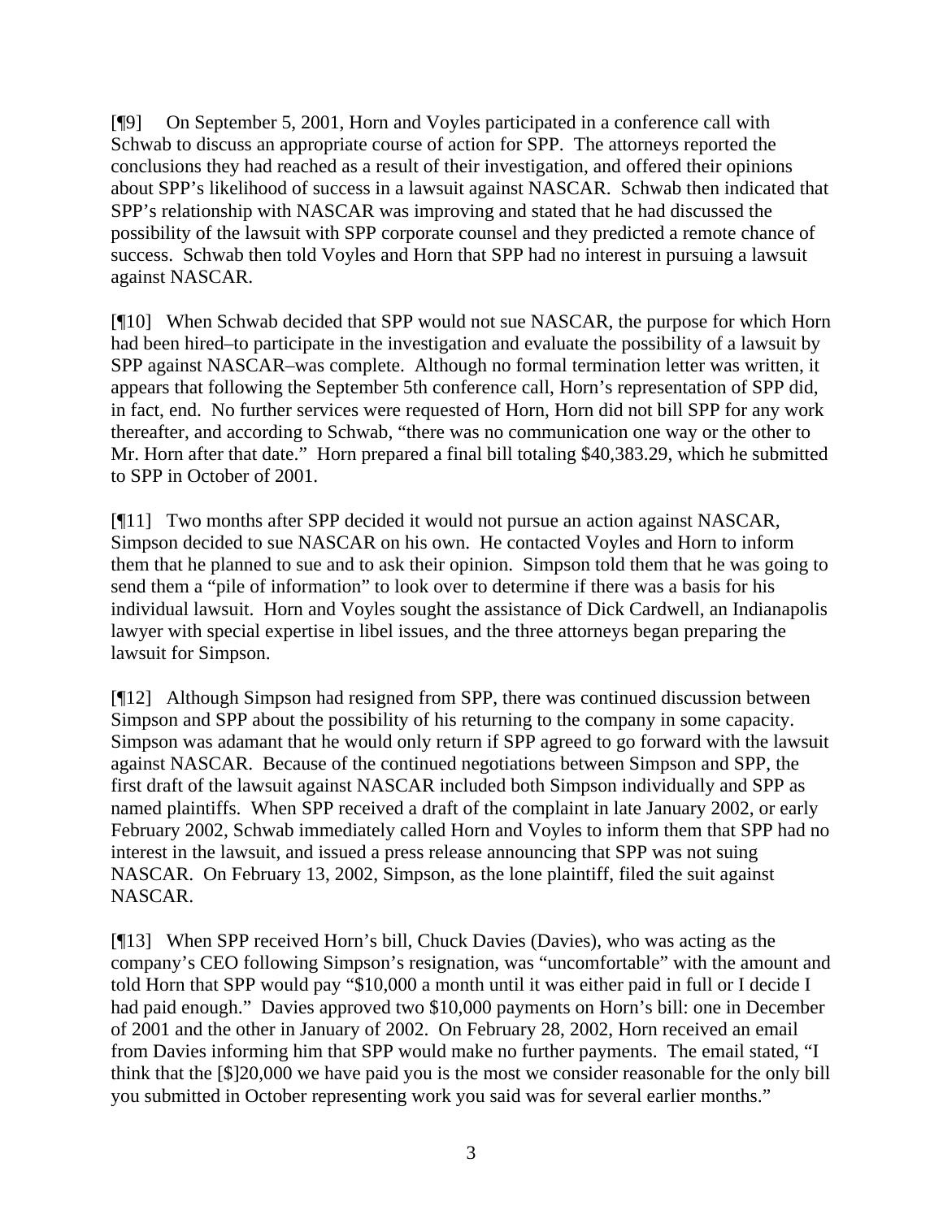[¶9] On September 5, 2001, Horn and Voyles participated in a conference call with Schwab to discuss an appropriate course of action for SPP. The attorneys reported the conclusions they had reached as a result of their investigation, and offered their opinions about SPP's likelihood of success in a lawsuit against NASCAR. Schwab then indicated that SPP's relationship with NASCAR was improving and stated that he had discussed the possibility of the lawsuit with SPP corporate counsel and they predicted a remote chance of success. Schwab then told Voyles and Horn that SPP had no interest in pursuing a lawsuit against NASCAR.

[¶10] When Schwab decided that SPP would not sue NASCAR, the purpose for which Horn had been hired–to participate in the investigation and evaluate the possibility of a lawsuit by SPP against NASCAR–was complete. Although no formal termination letter was written, it appears that following the September 5th conference call, Horn's representation of SPP did, in fact, end. No further services were requested of Horn, Horn did not bill SPP for any work thereafter, and according to Schwab, "there was no communication one way or the other to Mr. Horn after that date." Horn prepared a final bill totaling $40,383.29, which he submitted to SPP in October of 2001.

[¶11] Two months after SPP decided it would not pursue an action against NASCAR, Simpson decided to sue NASCAR on his own. He contacted Voyles and Horn to inform them that he planned to sue and to ask their opinion. Simpson told them that he was going to send them a "pile of information" to look over to determine if there was a basis for his individual lawsuit. Horn and Voyles sought the assistance of Dick Cardwell, an Indianapolis lawyer with special expertise in libel issues, and the three attorneys began preparing the lawsuit for Simpson.

[¶12] Although Simpson had resigned from SPP, there was continued discussion between Simpson and SPP about the possibility of his returning to the company in some capacity. Simpson was adamant that he would only return if SPP agreed to go forward with the lawsuit against NASCAR. Because of the continued negotiations between Simpson and SPP, the first draft of the lawsuit against NASCAR included both Simpson individually and SPP as named plaintiffs. When SPP received a draft of the complaint in late January 2002, or early February 2002, Schwab immediately called Horn and Voyles to inform them that SPP had no interest in the lawsuit, and issued a press release announcing that SPP was not suing NASCAR. On February 13, 2002, Simpson, as the lone plaintiff, filed the suit against NASCAR.

[¶13] When SPP received Horn's bill, Chuck Davies (Davies), who was acting as the company's CEO following Simpson's resignation, was "uncomfortable" with the amount and told Horn that SPP would pay "$10,000 a month until it was either paid in full or I decide I had paid enough." Davies approved two $10,000 payments on Horn's bill: one in December of 2001 and the other in January of 2002. On February 28, 2002, Horn received an email from Davies informing him that SPP would make no further payments. The email stated, "I think that the [$]20,000 we have paid you is the most we consider reasonable for the only bill you submitted in October representing work you said was for several earlier months."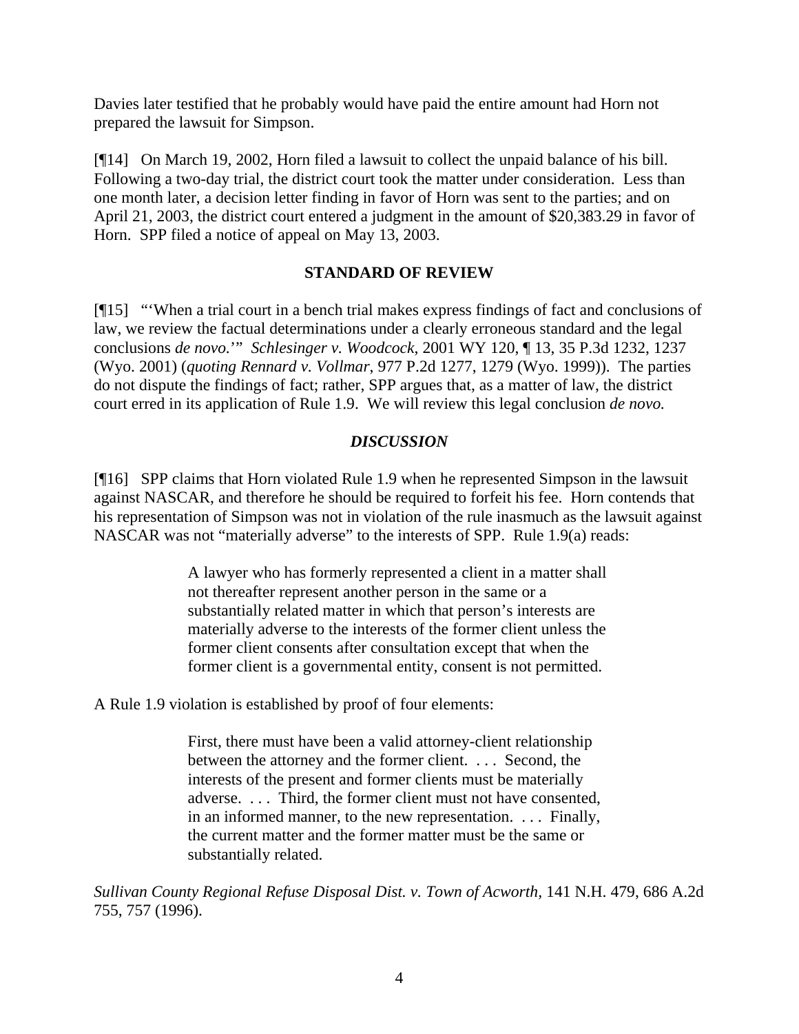Davies later testified that he probably would have paid the entire amount had Horn not prepared the lawsuit for Simpson.

[¶14] On March 19, 2002, Horn filed a lawsuit to collect the unpaid balance of his bill. Following a two-day trial, the district court took the matter under consideration. Less than one month later, a decision letter finding in favor of Horn was sent to the parties; and on April 21, 2003, the district court entered a judgment in the amount of $20,383.29 in favor of Horn. SPP filed a notice of appeal on May 13, 2003.

## STANDARD OF REVIEW

[¶15] "'When a trial court in a bench trial makes express findings of fact and conclusions of law, we review the factual determinations under a clearly erroneous standard and the legal conclusions *de novo*.'" *Schlesinger v. Woodcock*, 2001 WY 120, ¶ 13, 35 P.3d 1232, 1237 (Wyo. 2001) (*quoting Rennard v. Vollmar*, 977 P.2d 1277, 1279 (Wyo. 1999)). The parties do not dispute the findings of fact; rather, SPP argues that, as a matter of law, the district court erred in its application of Rule 1.9. We will review this legal conclusion *de novo.*

## *DISCUSSION*

[¶16] SPP claims that Horn violated Rule 1.9 when he represented Simpson in the lawsuit against NASCAR, and therefore he should be required to forfeit his fee. Horn contends that his representation of Simpson was not in violation of the rule inasmuch as the lawsuit against NASCAR was not "materially adverse" to the interests of SPP. Rule 1.9(a) reads:

> A lawyer who has formerly represented a client in a matter shall not thereafter represent another person in the same or a substantially related matter in which that person's interests are materially adverse to the interests of the former client unless the former client consents after consultation except that when the former client is a governmental entity, consent is not permitted.

A Rule 1.9 violation is established by proof of four elements:

> First, there must have been a valid attorney-client relationship between the attorney and the former client. . . . Second, the interests of the present and former clients must be materially adverse. . . . Third, the former client must not have consented, in an informed manner, to the new representation. . . . Finally, the current matter and the former matter must be the same or substantially related.

*Sullivan County Regional Refuse Disposal Dist. v. Town of Acworth*, 141 N.H. 479, 686 A.2d 755, 757 (1996).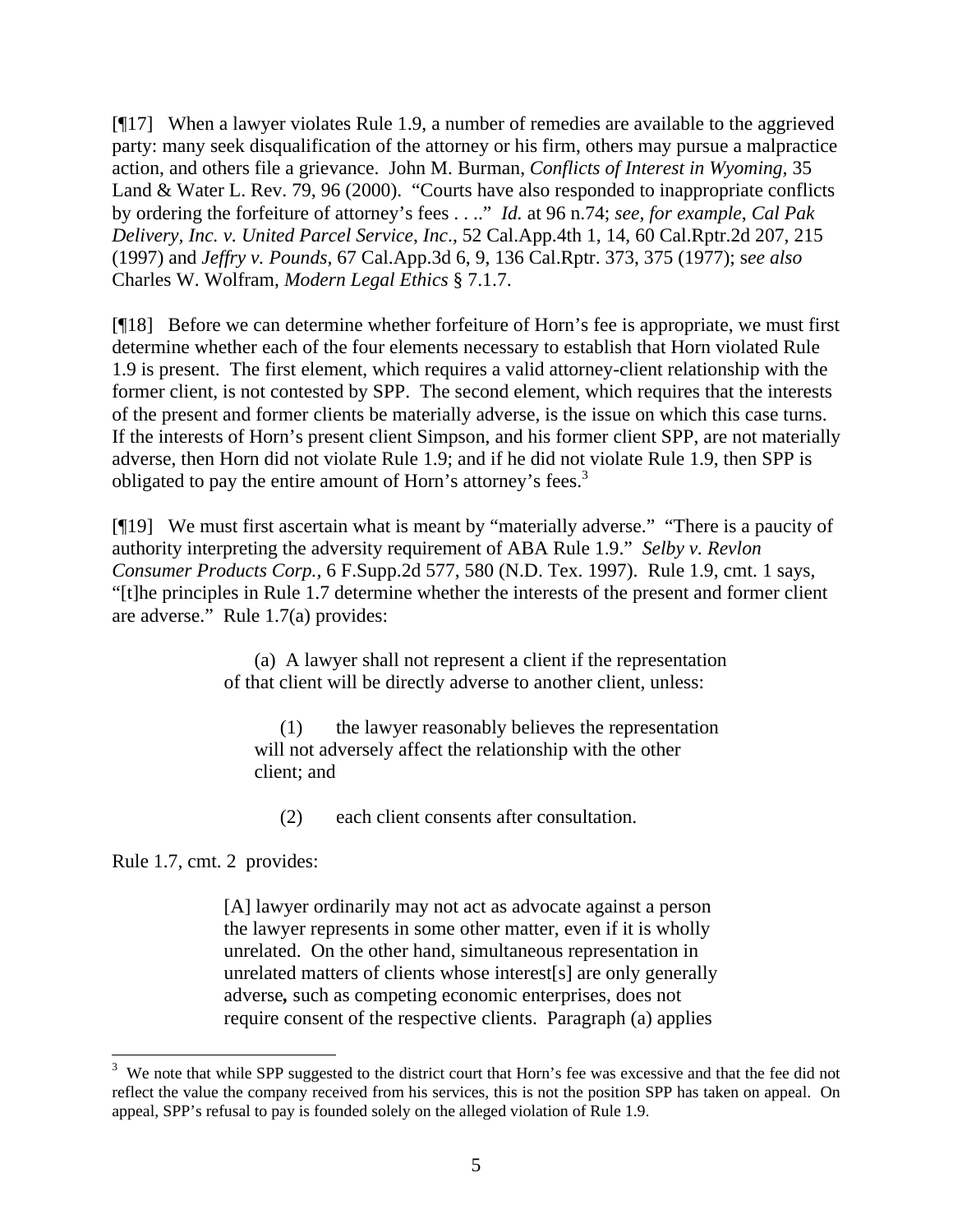[¶17] When a lawyer violates Rule 1.9, a number of remedies are available to the aggrieved party: many seek disqualification of the attorney or his firm, others may pursue a malpractice action, and others file a grievance. John M. Burman, *Conflicts of Interest in Wyoming,* 35 Land & Water L. Rev. 79, 96 (2000). "Courts have also responded to inappropriate conflicts by ordering the forfeiture of attorney's fees . . .." *Id.* at 96 n.74; *see*, *for example*, *Cal Pak Delivery, Inc. v. United Parcel Service, Inc*., 52 Cal.App.4th 1, 14, 60 Cal.Rptr.2d 207, 215 (1997) and *Jeffry v. Pounds,* 67 Cal.App.3d 6, 9, 136 Cal.Rptr. 373, 375 (1977); s*ee also* Charles W. Wolfram, *Modern Legal Ethics* § 7.1.7.

[¶18] Before we can determine whether forfeiture of Horn's fee is appropriate, we must first determine whether each of the four elements necessary to establish that Horn violated Rule 1.9 is present. The first element, which requires a valid attorney-client relationship with the former client, is not contested by SPP. The second element, which requires that the interests of the present and former clients be materially adverse, is the issue on which this case turns. If the interests of Horn's present client Simpson, and his former client SPP, are not materially adverse, then Horn did not violate Rule 1.9; and if he did not violate Rule 1.9, then SPP is obligated to pay the entire amount of Horn's attorney's fees.[3]

[¶19] We must first ascertain what is meant by "materially adverse." "There is a paucity of authority interpreting the adversity requirement of ABA Rule 1.9." *Selby v. Revlon Consumer Products Corp.*, 6 F.Supp.2d 577, 580 (N.D. Tex. 1997). Rule 1.9, cmt. 1 says, "[t]he principles in Rule 1.7 determine whether the interests of the present and former client are adverse." Rule 1.7(a) provides:

> (a) A lawyer shall not represent a client if the representation of that client will be directly adverse to another client, unless:
>
> > (1) the lawyer reasonably believes the representation will not adversely affect the relationship with the other client; and
> >
> > (2) each client consents after consultation.

Rule 1.7, cmt. 2 provides:

> [A] lawyer ordinarily may not act as advocate against a person the lawyer represents in some other matter, even if it is wholly unrelated. On the other hand, simultaneous representation in unrelated matters of clients whose interest[s] are only generally adverse**,** such as competing economic enterprises, does not require consent of the respective clients. Paragraph (a) applies

---

[3] We note that while SPP suggested to the district court that Horn's fee was excessive and that the fee did not reflect the value the company received from his services, this is not the position SPP has taken on appeal. On appeal, SPP's refusal to pay is founded solely on the alleged violation of Rule 1.9.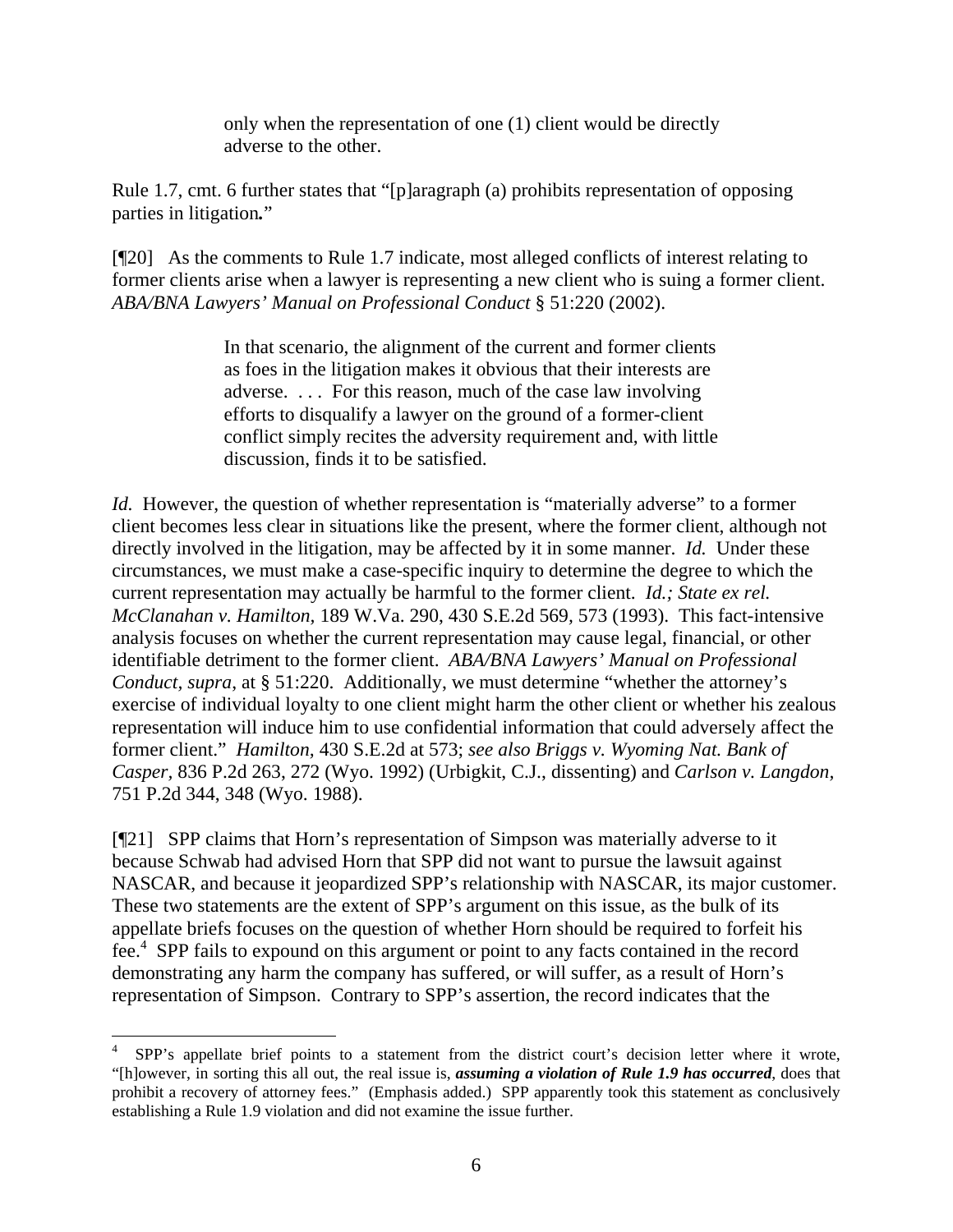> only when the representation of one (1) client would be directly adverse to the other.

Rule 1.7, cmt. 6 further states that "[p]aragraph (a) prohibits representation of opposing parties in litigation**.**"

[¶20] As the comments to Rule 1.7 indicate, most alleged conflicts of interest relating to former clients arise when a lawyer is representing a new client who is suing a former client. *ABA/BNA Lawyers' Manual on Professional Conduct* § 51:220 (2002).

> In that scenario, the alignment of the current and former clients as foes in the litigation makes it obvious that their interests are adverse. . . . For this reason, much of the case law involving efforts to disqualify a lawyer on the ground of a former-client conflict simply recites the adversity requirement and, with little discussion, finds it to be satisfied.

*Id.* However, the question of whether representation is "materially adverse" to a former client becomes less clear in situations like the present, where the former client, although not directly involved in the litigation, may be affected by it in some manner. *Id.* Under these circumstances, we must make a case-specific inquiry to determine the degree to which the current representation may actually be harmful to the former client. *Id.; State ex rel. McClanahan v. Hamilton*, 189 W.Va. 290, 430 S.E.2d 569, 573 (1993). This fact-intensive analysis focuses on whether the current representation may cause legal, financial, or other identifiable detriment to the former client. *ABA/BNA Lawyers' Manual on Professional Conduct, supra*, at § 51:220. Additionally, we must determine "whether the attorney's exercise of individual loyalty to one client might harm the other client or whether his zealous representation will induce him to use confidential information that could adversely affect the former client." *Hamilton*, 430 S.E.2d at 573; *see also Briggs v. Wyoming Nat. Bank of Casper*, 836 P.2d 263, 272 (Wyo. 1992) (Urbigkit, C.J., dissenting) and *Carlson v. Langdon*, 751 P.2d 344, 348 (Wyo. 1988).

[¶21] SPP claims that Horn's representation of Simpson was materially adverse to it because Schwab had advised Horn that SPP did not want to pursue the lawsuit against NASCAR, and because it jeopardized SPP's relationship with NASCAR, its major customer. These two statements are the extent of SPP's argument on this issue, as the bulk of its appellate briefs focuses on the question of whether Horn should be required to forfeit his fee.[4] SPP fails to expound on this argument or point to any facts contained in the record demonstrating any harm the company has suffered, or will suffer, as a result of Horn's representation of Simpson. Contrary to SPP's assertion, the record indicates that the

---

[4] SPP's appellate brief points to a statement from the district court's decision letter where it wrote, "[h]owever, in sorting this all out, the real issue is, ***assuming a violation of Rule 1.9 has occurred***, does that prohibit a recovery of attorney fees." (Emphasis added.) SPP apparently took this statement as conclusively establishing a Rule 1.9 violation and did not examine the issue further.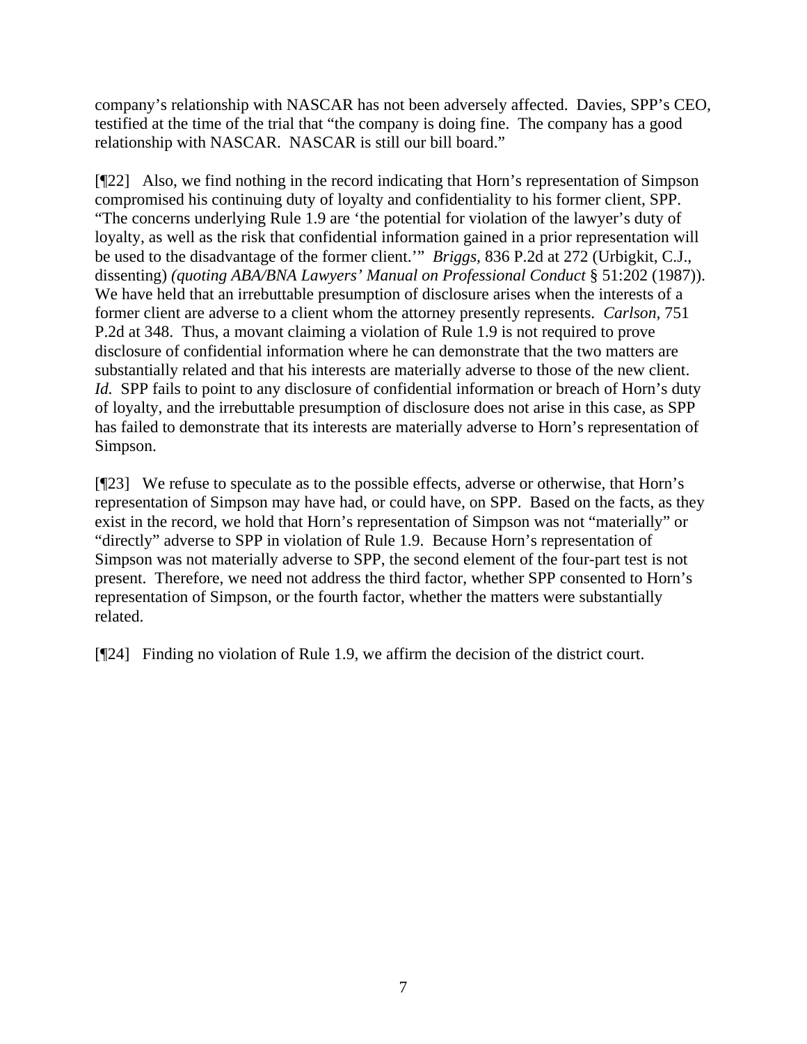company's relationship with NASCAR has not been adversely affected. Davies, SPP's CEO, testified at the time of the trial that "the company is doing fine. The company has a good relationship with NASCAR. NASCAR is still our bill board."

[¶22] Also, we find nothing in the record indicating that Horn's representation of Simpson compromised his continuing duty of loyalty and confidentiality to his former client, SPP. "The concerns underlying Rule 1.9 are 'the potential for violation of the lawyer's duty of loyalty, as well as the risk that confidential information gained in a prior representation will be used to the disadvantage of the former client.'" *Briggs,* 836 P.2d at 272 (Urbigkit, C.J., dissenting) *(quoting ABA/BNA Lawyers' Manual on Professional Conduct* § 51:202 (1987)). We have held that an irrebuttable presumption of disclosure arises when the interests of a former client are adverse to a client whom the attorney presently represents. *Carlson,* 751 P.2d at 348. Thus, a movant claiming a violation of Rule 1.9 is not required to prove disclosure of confidential information where he can demonstrate that the two matters are substantially related and that his interests are materially adverse to those of the new client. *Id.* SPP fails to point to any disclosure of confidential information or breach of Horn's duty of loyalty, and the irrebuttable presumption of disclosure does not arise in this case, as SPP has failed to demonstrate that its interests are materially adverse to Horn's representation of Simpson.

[¶23] We refuse to speculate as to the possible effects, adverse or otherwise, that Horn's representation of Simpson may have had, or could have, on SPP. Based on the facts, as they exist in the record, we hold that Horn's representation of Simpson was not "materially" or "directly" adverse to SPP in violation of Rule 1.9. Because Horn's representation of Simpson was not materially adverse to SPP, the second element of the four-part test is not present. Therefore, we need not address the third factor, whether SPP consented to Horn's representation of Simpson, or the fourth factor, whether the matters were substantially related.

[¶24] Finding no violation of Rule 1.9, we affirm the decision of the district court.